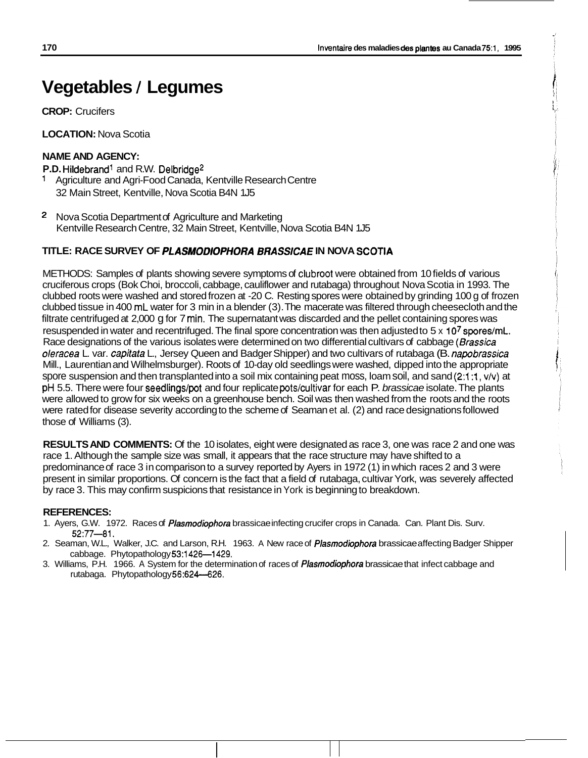# Vegetables / Legumes

**CROP:** Crucifers

**LOCATION:** Nova Scotia

**NAME AND AGENCY:**

**P.D.** Hildebrand[1] and R.W. Delbridge[2]

[1] Agriculture and Agri-Food Canada, Kentville Research Centre
32 Main Street, Kentville, Nova Scotia B4N 1J5

[2] Nova Scotia Department of Agriculture and Marketing
Kentville Research Centre, 32 Main Street, Kentville, Nova Scotia B4N 1J5

**TITLE: RACE SURVEY OF *PLASMODIOPHORA BRASSICAE* IN NOVA SCOTIA**

METHODS: Samples of plants showing severe symptoms of clubroot were obtained from 10 fields of various cruciferous crops (Bok Choi, broccoli, cabbage, cauliflower and rutabaga) throughout Nova Scotia in 1993. The clubbed roots were washed and stored frozen at -20 C. Resting spores were obtained by grinding 100 g of frozen clubbed tissue in 400 mL water for 3 min in a blender (3). The macerate was filtered through cheesecloth and the filtrate centrifuged at 2,000 g for 7 min. The supernatant was discarded and the pellet containing spores was resuspended in water and recentrifuged. The final spore concentration was then adjusted to 5 x $10^7$ spores/mL. Race designations of the various isolates were determined on two differential cultivars of cabbage (*Brassica oleracea* L. var. *capitata* L., Jersey Queen and Badger Shipper) and two cultivars of rutabaga (B. *napobrassica* Mill., Laurentian and Wilhelmsburger). Roots of 10-day old seedlings were washed, dipped into the appropriate spore suspension and then transplanted into a soil mix containing peat moss, loam soil, and sand (2:1:1, v/v) at pH 5.5. There were four seedlings/pot and four replicate pots/cultivar for each P. *brassicae* isolate. The plants were allowed to grow for six weeks on a greenhouse bench. Soil was then washed from the roots and the roots were rated for disease severity according to the scheme of Seaman et al. (2) and race designations followed those of Williams (3).

**RESULTS AND COMMENTS:** Of the 10 isolates, eight were designated as race 3, one was race 2 and one was race 1. Although the sample size was small, it appears that the race structure may have shifted to a predominance of race 3 in comparison to a survey reported by Ayers in 1972 (1) in which races 2 and 3 were present in similar proportions. Of concern is the fact that a field of rutabaga, cultivar York, was severely affected by race 3. This may confirm suspicions that resistance in York is beginning to breakdown.

**REFERENCES:**

1. Ayers, G.W. 1972. Races of *Plasmodiophora* brassicae infecting crucifer crops in Canada. Can. Plant Dis. Surv. 52:77—81.
2. Seaman, W.L., Walker, J.C. and Larson, R.H. 1963. A New race of *Plasmodiophora* brassicae affecting Badger Shipper cabbage. Phytopathology 53:1426—1429.
3. Williams, P.H. 1966. A System for the determination of races of *Plasmodiophora* brassicae that infect cabbage and rutabaga. Phytopathology 56:624—626.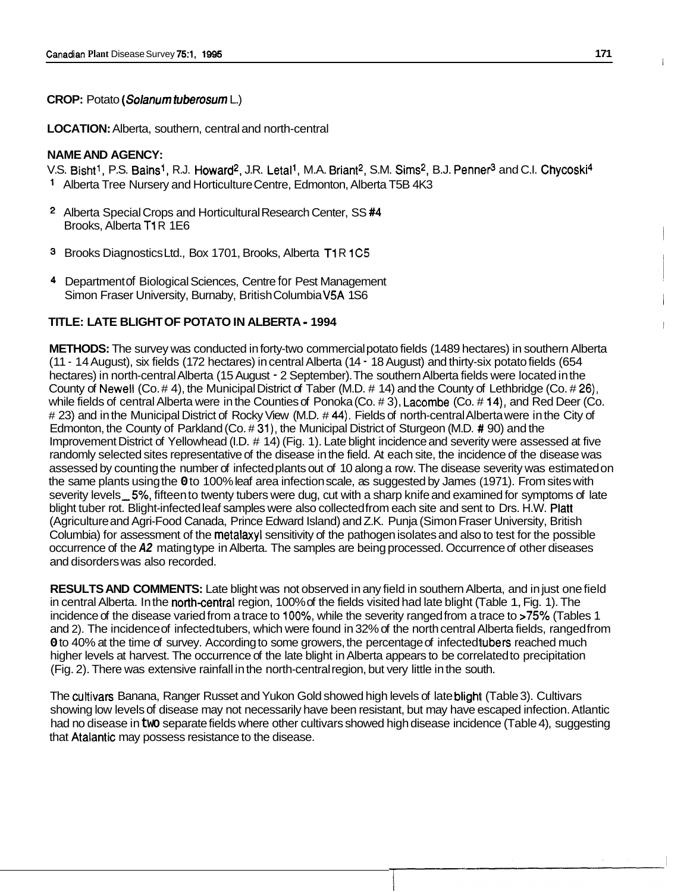**CROP:** Potato (*Solanum tuberosum* L.)

**LOCATION:** Alberta, southern, central and north-central

**NAME AND AGENCY:**

V.S. Bisht[1], P.S. Bains[1], R.J. Howard[2], J.R. Letal[1], M.A. Briant[2], S.M. Sims[2], B.J. Penner[3] and C.I. Chycoski[4]

[1] Alberta Tree Nursery and Horticulture Centre, Edmonton, Alberta T5B 4K3

[2] Alberta Special Crops and Horticultural Research Center, SS #4
Brooks, Alberta T1R 1E6

[3] Brooks Diagnostics Ltd., Box 1701, Brooks, Alberta T1R 1C5

[4] Department of Biological Sciences, Centre for Pest Management
Simon Fraser University, Burnaby, British Columbia V5A 1S6

**TITLE: LATE BLIGHT OF POTATO IN ALBERTA - 1994**

**METHODS:** The survey was conducted in forty-two commercial potato fields (1489 hectares) in southern Alberta (11 - 14 August), six fields (172 hectares) in central Alberta (14 - 18 August) and thirty-six potato fields (654 hectares) in north-central Alberta (15 August - 2 September). The southern Alberta fields were located in the County of Newell (Co. # 4), the Municipal District of Taber (M.D. # 14) and the County of Lethbridge (Co. # 26), while fields of central Alberta were in the Counties of Ponoka (Co. # 3), Lacombe (Co. # 14), and Red Deer (Co. # 23) and in the Municipal District of Rocky View (M.D. # 44). Fields of north-central Alberta were in the City of Edmonton, the County of Parkland (Co. # 31), the Municipal District of Sturgeon (M.D. # 90) and the Improvement District of Yellowhead (I.D. # 14) (Fig. 1). Late blight incidence and severity were assessed at five randomly selected sites representative of the disease in the field. At each site, the incidence of the disease was assessed by counting the number of infected plants out of 10 along a row. The disease severity was estimated on the same plants using the 0 to 100% leaf area infection scale, as suggested by James (1971). From sites with severity levels _ 5%, fifteen to twenty tubers were dug, cut with a sharp knife and examined for symptoms of late blight tuber rot. Blight-infected leaf samples were also collected from each site and sent to Drs. H.W. Platt (Agriculture and Agri-Food Canada, Prince Edward Island) and Z.K. Punja (Simon Fraser University, British Columbia) for assessment of the metalaxyl sensitivity of the pathogen isolates and also to test for the possible occurrence of the *A2* mating type in Alberta. The samples are being processed. Occurrence of other diseases and disorders was also recorded.

**RESULTS AND COMMENTS:** Late blight was not observed in any field in southern Alberta, and in just one field in central Alberta. In the north-central region, 100% of the fields visited had late blight (Table 1, Fig. 1). The incidence of the disease varied from a trace to 100%, while the severity ranged from a trace to >75% (Tables 1 and 2). The incidence of infected tubers, which were found in 32% of the north central Alberta fields, ranged from 0 to 40% at the time of survey. According to some growers, the percentage of infected tubers reached much higher levels at harvest. The occurrence of the late blight in Alberta appears to be correlated to precipitation (Fig. 2). There was extensive rainfall in the north-central region, but very little in the south.

The cultivars Banana, Ranger Russet and Yukon Gold showed high levels of late blight (Table 3). Cultivars showing low levels of disease may not necessarily have been resistant, but may have escaped infection. Atlantic had no disease in two separate fields where other cultivars showed high disease incidence (Table 4), suggesting that Atalantic may possess resistance to the disease.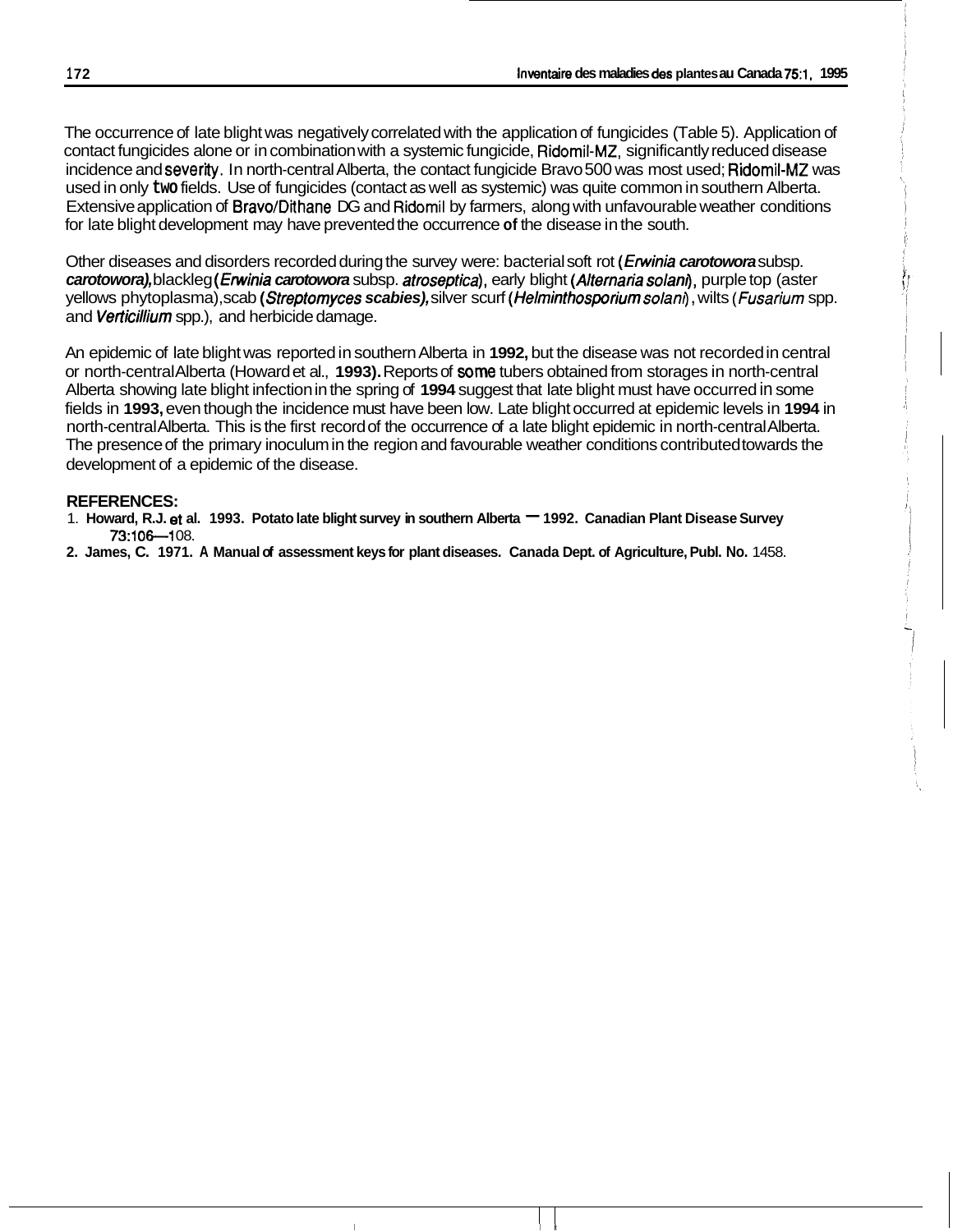The occurrence of late blight was negatively correlated with the application of fungicides (Table 5). Application of contact fungicides alone or in combination with a systemic fungicide, Ridomil-MZ, significantly reduced disease incidence and severity. In north-central Alberta, the contact fungicide Bravo 500 was most used; Ridomil-MZ was used in only two fields. Use of fungicides (contact as well as systemic) was quite common in southern Alberta. Extensive application of Bravo/Dithane DG and Ridomil by farmers, along with unfavourable weather conditions for late blight development may have prevented the occurrence **of** the disease in the south.

Other diseases and disorders recorded during the survey were: bacterial soft rot (***Erwinia carotowora*** subsp. ***carotowora***), blackleg (***Erwinia carotowora*** subsp. *atroseptica*), early blight (*Alternaria solani*), purple top (aster yellows phytoplasma), scab (***Streptomyces scabies***), silver scurf (*Helminthosporium solani*), wilts (*Fusarium* spp. and *Verticillium* spp.), and herbicide damage.

An epidemic of late blight was reported in southern Alberta in **1992,** but the disease was not recorded in central or north-central Alberta (Howard et al., **1993).** Reports of some tubers obtained from storages in north-central Alberta showing late blight infection in the spring of **1994** suggest that late blight must have occurred in some fields in **1993,** even though the incidence must have been low. Late blight occurred at epidemic levels in **1994** in north-central Alberta. This is the first record of the occurrence of a late blight epidemic in north-central Alberta. The presence of the primary inoculum in the region and favourable weather conditions contributed towards the development of a epidemic of the disease.

**REFERENCES:**

1. **Howard, R.J. et al. 1993. Potato late blight survey in southern Alberta – 1992. Canadian Plant Disease Survey 73:106–108.**
2. **James, C. 1971. A Manual of assessment keys for plant diseases. Canada Dept. of Agriculture, Publ. No.** 1458.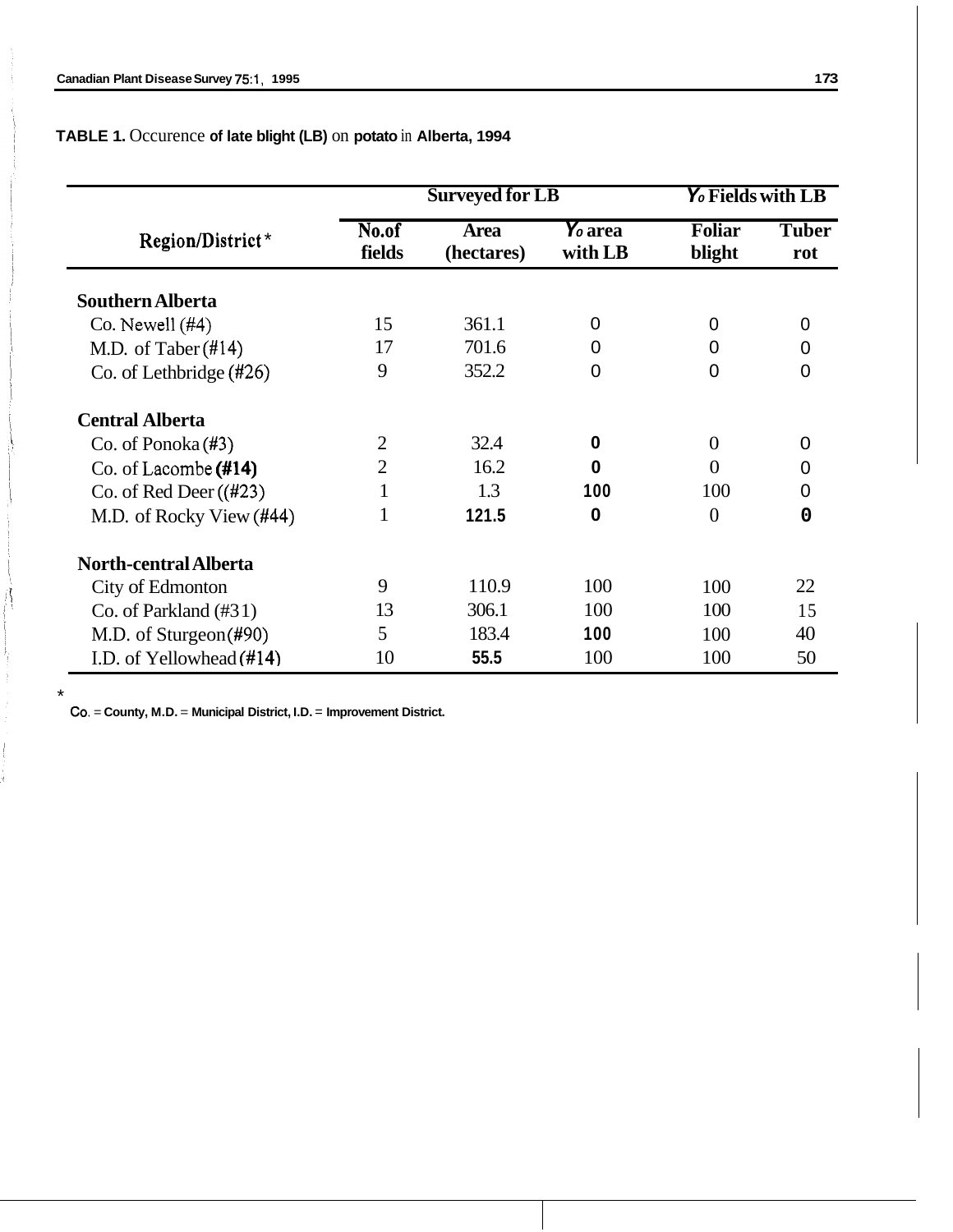**TABLE 1.** Occurence **of late blight (LB)** on **potato** in **Alberta, 1994**

| Region/District* | Surveyed for LB | | | % Fields with LB | |
|---|---|---|---|---|---|
| | No. of fields | Area (hectares) | % area with LB | Foliar blight | Tuber rot |
| **Southern Alberta** | | | | | |
| Co. Newell (#4) | 15 | 361.1 | 0 | 0 | 0 |
| M.D. of Taber (#14) | 17 | 701.6 | 0 | 0 | 0 |
| Co. of Lethbridge (#26) | 9 | 352.2 | 0 | 0 | 0 |
| **Central Alberta** | | | | | |
| Co. of Ponoka (#3) | 2 | 32.4 | 0 | 0 | 0 |
| Co. of Lacombe (#14) | 2 | 16.2 | 0 | 0 | 0 |
| Co. of Red Deer ((#23) | 1 | 1.3 | 100 | 100 | 0 |
| M.D. of Rocky View (#44) | 1 | 121.5 | 0 | 0 | 0 |
| **North-central Alberta** | | | | | |
| City of Edmonton | 9 | 110.9 | 100 | 100 | 22 |
| Co. of Parkland (#31) | 13 | 306.1 | 100 | 100 | 15 |
| M.D. of Sturgeon (#90) | 5 | 183.4 | 100 | 100 | 40 |
| I.D. of Yellowhead (#14) | 10 | 55.5 | 100 | 100 | 50 |

\* Co. = County, M.D. = Municipal District, I.D. = Improvement District.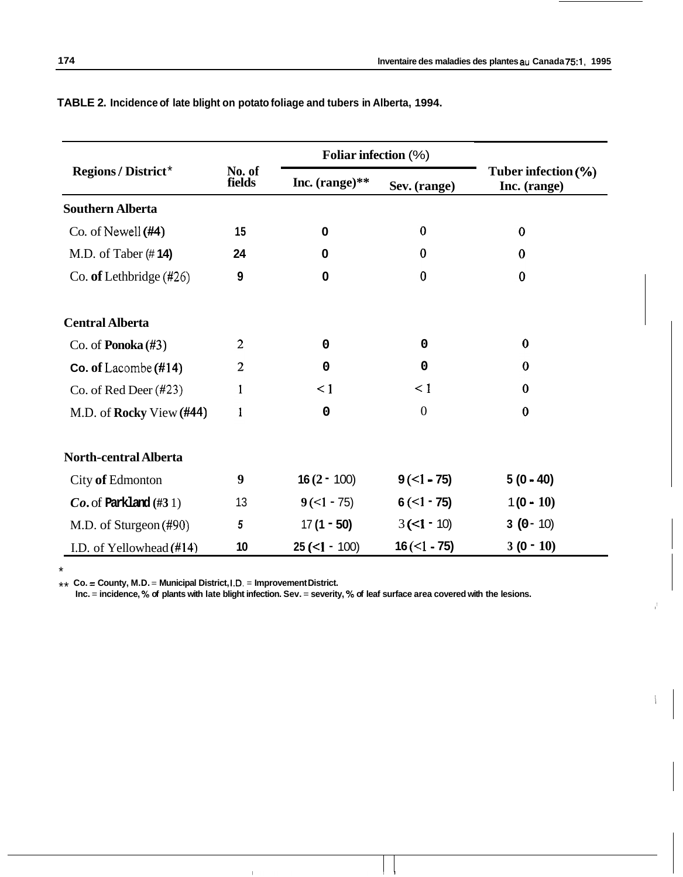**TABLE 2. Incidence of late blight on potato foliage and tubers in Alberta, 1994.**

| Regions / District* | No. of fields | Foliar infection (%) | | Tuber infection (%) |
|---|---|---|---|---|
| | | Inc. (range)** | Sev. (range) | Inc. (range) |
| **Southern Alberta** | | | | |
| Co. of Newell (#4) | 15 | 0 | 0 | 0 |
| M.D. of Taber (# 14) | 24 | 0 | 0 | 0 |
| Co. of Lethbridge (#26) | 9 | 0 | 0 | 0 |
| **Central Alberta** | | | | |
| Co. of Ponoka (#3) | 2 | 0 | 0 | 0 |
| Co. of Lacombe (#14) | 2 | 0 | 0 | 0 |
| Co. of Red Deer (#23) | 1 | < 1 | < 1 | 0 |
| M.D. of Rocky View (#44) | 1 | 0 | 0 | 0 |
| **North-central Alberta** | | | | |
| City of Edmonton | 9 | 16 (2 - 100) | 9 (<1 - 75) | 5 (0 - 40) |
| Co. of Parkland (#31) | 13 | 9 (<1 - 75) | 6 (<1 - 75) | 1 (0 - 10) |
| M.D. of Sturgeon (#90) | 5 | 17 (1 - 50) | 3 (<1 - 10) | 3 (0 - 10) |
| I.D. of Yellowhead (#14) | 10 | 25 (<1 - 100) | 16 (<1 - 75) | 3 (0 - 10) |

\* Co. = County, M.D. = Municipal District, I.D. = Improvement District.

** Inc. = incidence, % of plants with late blight infection. Sev. = severity, % of leaf surface area covered with the lesions.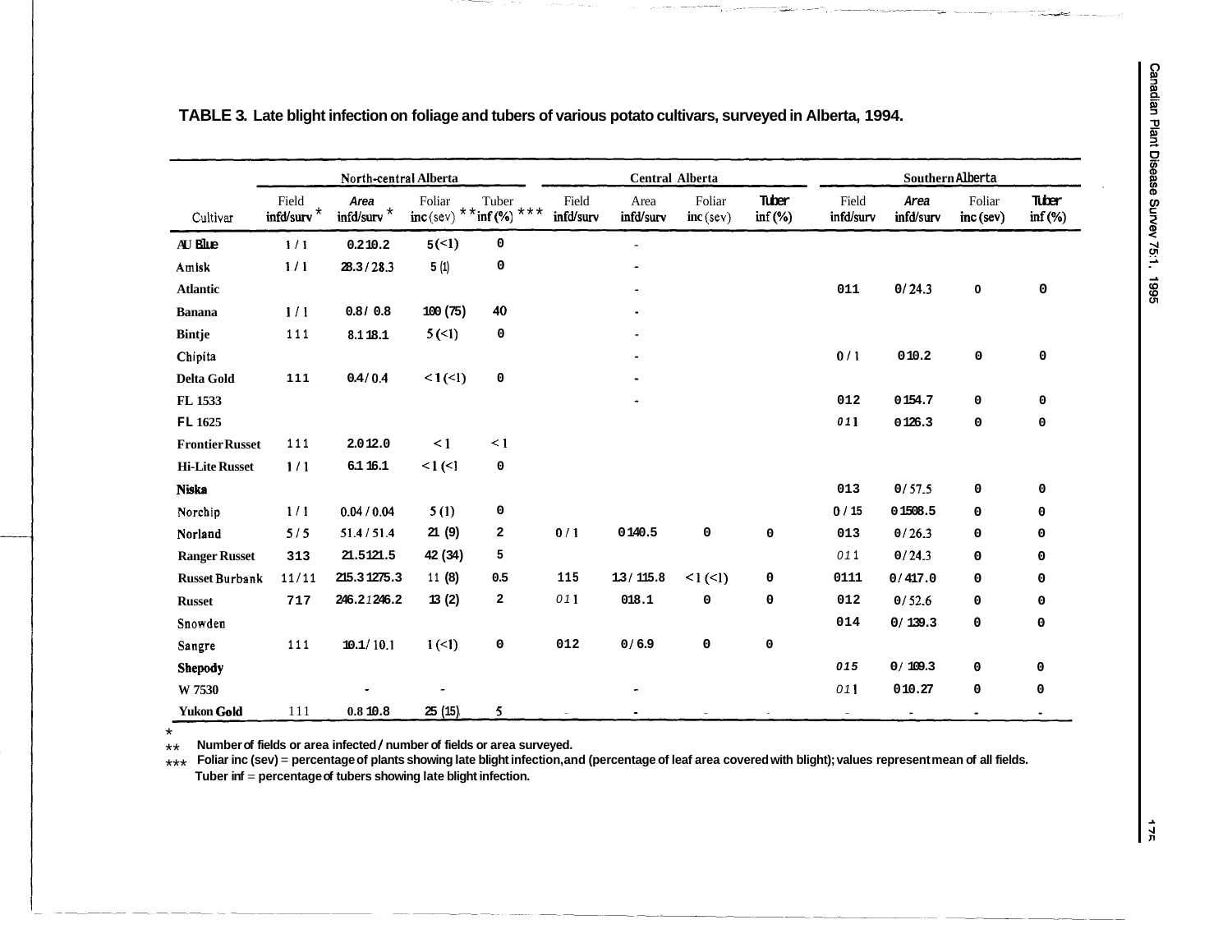**TABLE 3. Late blight infection on foliage and tubers of various potato cultivars, surveyed in Alberta, 1994.**

| Cultivar | North-central Alberta | | | | Central Alberta | | | | Southern Alberta | | | |
|---|---|---|---|---|---|---|---|---|---|---|---|---|
| | Field infd/surv * | Area infd/surv * | Foliar inc (sev) ** | Tuber inf (%) *** | Field infd/surv | Area infd/surv | Foliar inc (sev) | Tuber inf (%) | Field infd/surv | Area infd/surv | Foliar inc (sev) | Tuber inf (%) |
| AU Blue | 1 / 1 | 0.2 10.2 | 5 (<1) | 0 | | - | | | | | | |
| Amisk | 1 / 1 | 28.3 / 28.3 | 5 (1) | 0 | | - | | | | | | |
| Atlantic | | | | | | - | | | 011 | 0/ 24.3 | 0 | 0 |
| Banana | 1 / 1 | 0.8 / 0.8 | 100 (75) | 40 | | - | | | | | | |
| Bintje | 111 | 8.1 18.1 | 5 (<1) | 0 | | - | | | | | | |
| Chipita | | | | | | - | | | 0 / 1 | 0 10.2 | 0 | 0 |
| Delta Gold | 111 | 0.4 / 0.4 | < 1 (<1) | 0 | | - | | | | | | |
| FL 1533 | | | | | | - | | | 012 | 0 154.7 | 0 | 0 |
| FL 1625 | | | | | | | | | 011 | 0 126.3 | 0 | 0 |
| Frontier Russet | 111 | 2.0 12.0 | < 1 | < 1 | | | | | | | | |
| Hi-Lite Russet | 1 / 1 | 6.1 16.1 | <1 (<1 | 0 | | | | | | | | |
| Niska | | | | | | | | | 013 | 0/ 57.5 | 0 | 0 |
| Norchip | 1 / 1 | 0.04 / 0.04 | 5 (1) | 0 | | | | | 0 / 15 | 0 1508.5 | 0 | 0 |
| Norland | 5 / 5 | 51.4 / 51.4 | 21 (9) | 2 | 0 / 1 | 0 140.5 | 0 | 0 | 013 | 0/ 26.3 | 0 | 0 |
| Ranger Russet | 313 | 21.5 121.5 | 42 (34) | 5 | | | | | 011 | 0/ 24.3 | 0 | 0 |
| Russet Burbank | 11/11 | 215.3 1275.3 | 11 (8) | 0.5 | 115 | 13 / 115.8 | <1 (<1) | 0 | 0111 | 0/ 417.0 | 0 | 0 |
| Russet | 717 | 246.2 1246.2 | 13 (2) | 2 | 011 | 018.1 | 0 | 0 | 012 | 0/ 52.6 | 0 | 0 |
| Snowden | | | | | | | | | 014 | 0/ 139.3 | 0 | 0 |
| Sangre | 111 | 10.1 / 10.1 | 1 (<1) | 0 | 012 | 0 / 6.9 | 0 | 0 | | | | |
| Shepody | | | | | | | | | 015 | 0/ 109.3 | 0 | 0 |
| W 7530 | | - | - | | | - | | | 011 | 0 10.27 | 0 | 0 |
| Yukon Gold | 111 | 0.8 10.8 | 25 (15) | 5 | - | - | - | - | - | - | - | - |

\* Number of fields or area infected / number of fields or area surveyed.
** Foliar inc (sev) = percentage of plants showing late blight infection, and (percentage of leaf area covered with blight); values represent mean of all fields.
*** Tuber inf = percentage of tubers showing late blight infection.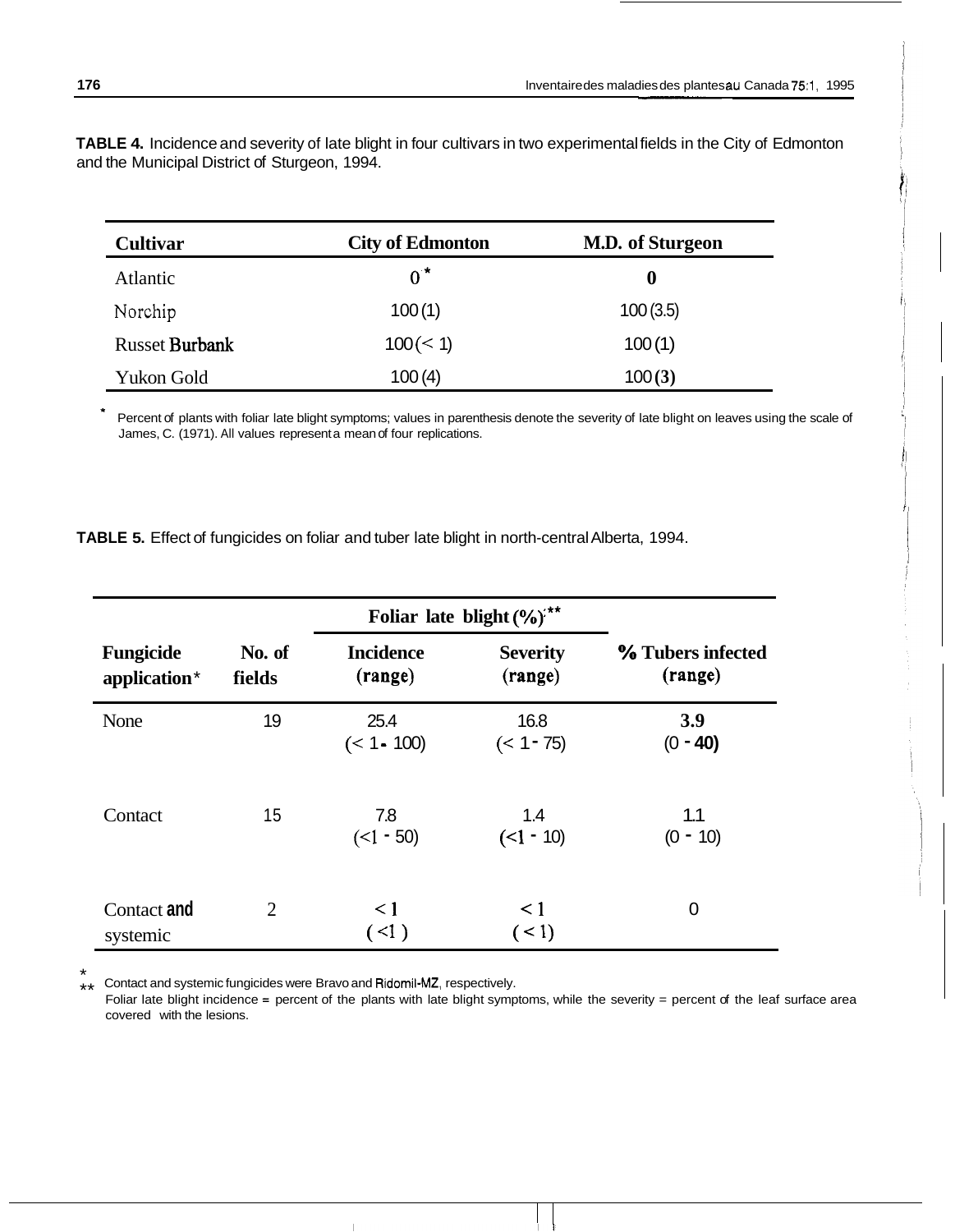**TABLE 4.** Incidence and severity of late blight in four cultivars in two experimental fields in the City of Edmonton and the Municipal District of Sturgeon, 1994.

| Cultivar | City of Edmonton | M.D. of Sturgeon |
|---|---|---|
| Atlantic | 0* | 0 |
| Norchip | 100 (1) | 100 (3.5) |
| Russet Burbank | 100 (< 1) | 100 (1) |
| Yukon Gold | 100 (4) | 100 (3) |

* Percent of plants with foliar late blight symptoms; values in parenthesis denote the severity of late blight on leaves using the scale of James, C. (1971). All values represent a mean of four replications.

**TABLE 5.** Effect of fungicides on foliar and tuber late blight in north-central Alberta, 1994.

| | | Foliar late blight (%)** | | |
|---|---|---|---|---|
| Fungicide application* | No. of fields | Incidence (range) | Severity (range) | % Tubers infected (range) |
| None | 19 | 25.4 (< 1 - 100) | 16.8 (< 1 - 75) | 3.9 (0 - 40) |
| Contact | 15 | 7.8 (<1 - 50) | 1.4 (<1 - 10) | 1.1 (0 - 10) |
| Contact and systemic | 2 | < 1 (<1) | < 1 (< 1) | 0 |

* Contact and systemic fungicides were Bravo and Ridomil-MZ, respectively.

** Foliar late blight incidence = percent of the plants with late blight symptoms, while the severity = percent of the leaf surface area covered with the lesions.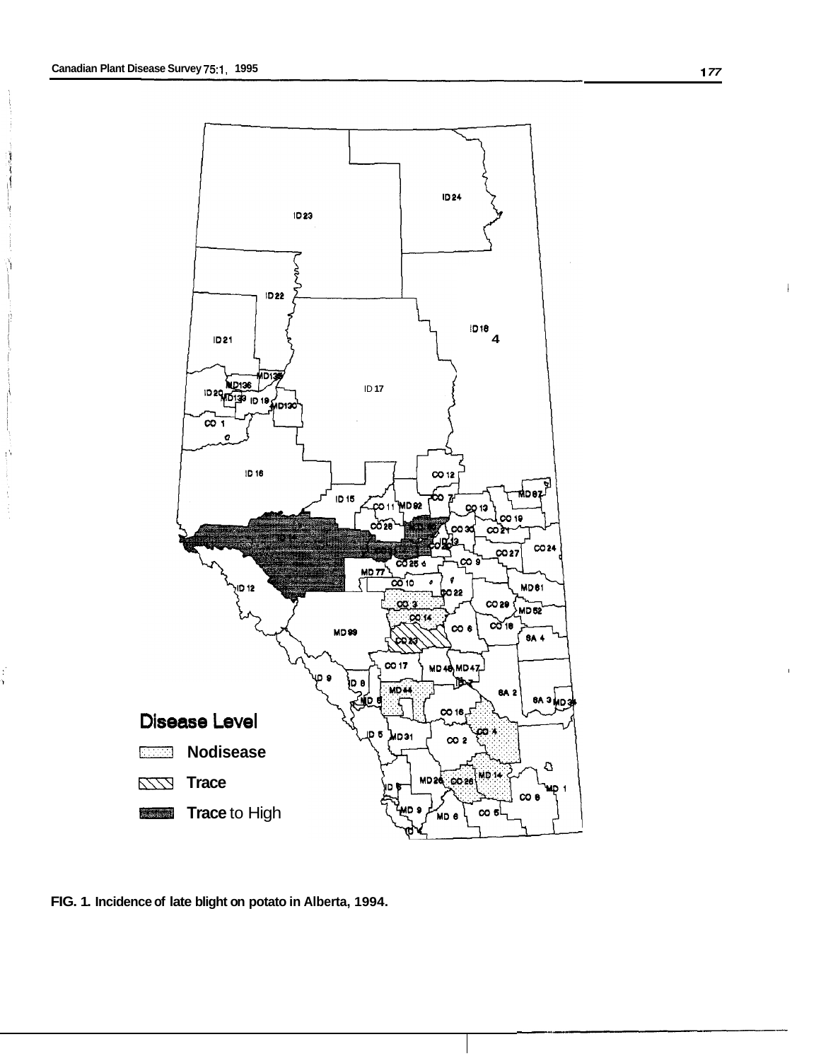FIG. 1. Incidence of late blight on potato in Alberta, 1994.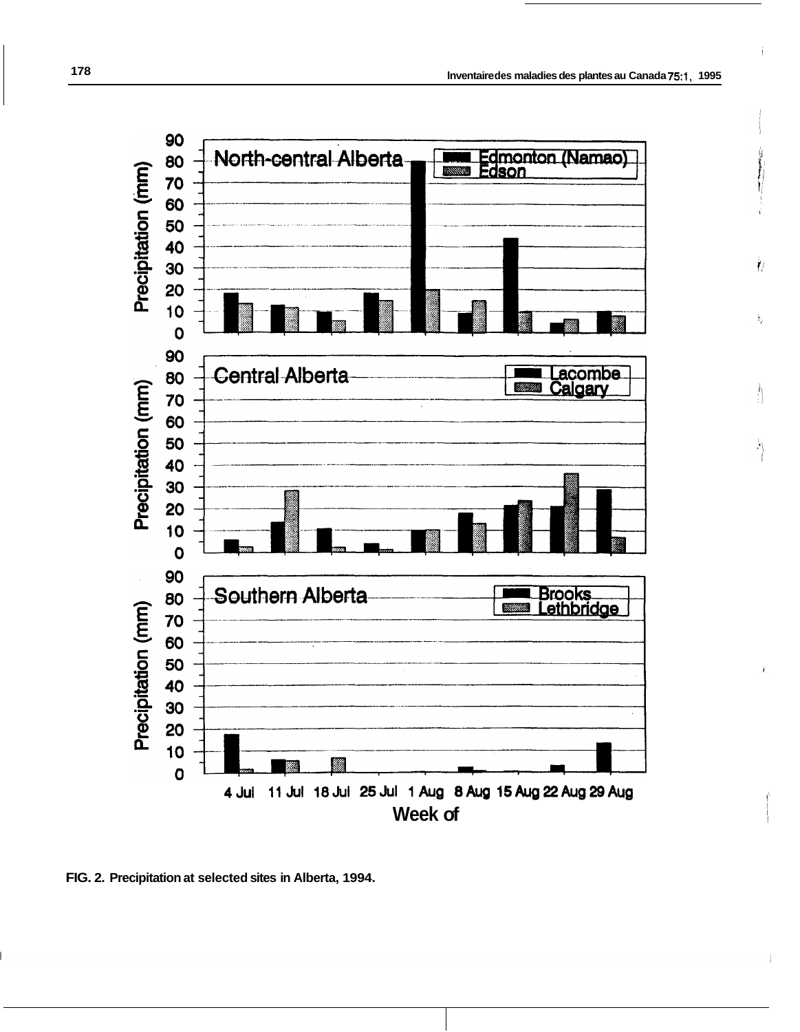FIG. 2. Precipitation at selected sites in Alberta, 1994.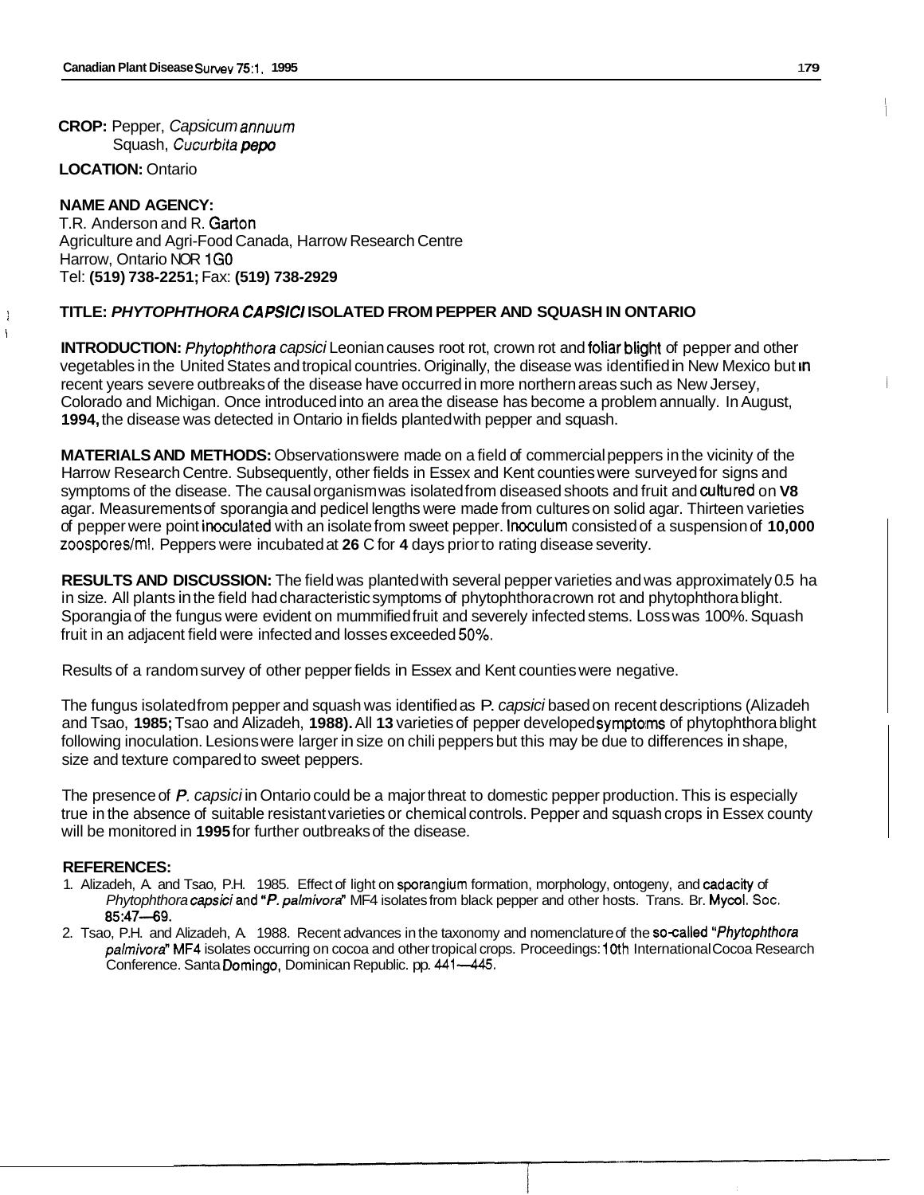**CROP:** Pepper, *Capsicum annuum*
Squash, *Cucurbita pepo*

**LOCATION:** Ontario

**NAME AND AGENCY:**
T.R. Anderson and R. Garton
Agriculture and Agri-Food Canada, Harrow Research Centre
Harrow, Ontario N0R 1G0
Tel: **(519) 738-2251;** Fax: **(519) 738-2929**

**TITLE: *PHYTOPHTHORA CAPSICI* ISOLATED FROM PEPPER AND SQUASH IN ONTARIO**

**INTRODUCTION:** *Phytophthora capsici* Leonian causes root rot, crown rot and foliar blight of pepper and other vegetables in the United States and tropical countries. Originally, the disease was identified in New Mexico but in recent years severe outbreaks of the disease have occurred in more northern areas such as New Jersey, Colorado and Michigan. Once introduced into an area the disease has become a problem annually. In August, **1994,** the disease was detected in Ontario in fields planted with pepper and squash.

**MATERIALS AND METHODS:** Observations were made on a field of commercial peppers in the vicinity of the Harrow Research Centre. Subsequently, other fields in Essex and Kent counties were surveyed for signs and symptoms of the disease. The causal organism was isolated from diseased shoots and fruit and cultured on **V8** agar. Measurements of sporangia and pedicel lengths were made from cultures on solid agar. Thirteen varieties of pepper were point inoculated with an isolate from sweet pepper. Inoculum consisted of a suspension of **10,000** zoospores/ml. Peppers were incubated at **26** C for **4** days prior to rating disease severity.

**RESULTS AND DISCUSSION:** The field was planted with several pepper varieties and was approximately 0.5 ha in size. All plants in the field had characteristic symptoms of phytophthora crown rot and phytophthora blight. Sporangia of the fungus were evident on mummified fruit and severely infected stems. Loss was 100%. Squash fruit in an adjacent field were infected and losses exceeded 50%.

Results of a random survey of other pepper fields in Essex and Kent counties were negative.

The fungus isolated from pepper and squash was identified as P. *capsici* based on recent descriptions (Alizadeh and Tsao, **1985;** Tsao and Alizadeh, **1988).** All **13** varieties of pepper developed symptoms of phytophthora blight following inoculation. Lesions were larger in size on chili peppers but this may be due to differences in shape, size and texture compared to sweet peppers.

The presence of *P. capsici* in Ontario could be a major threat to domestic pepper production. This is especially true in the absence of suitable resistant varieties or chemical controls. Pepper and squash crops in Essex county will be monitored in **1995** for further outbreaks of the disease.

**REFERENCES:**

1. Alizadeh, A. and Tsao, P.H. 1985. Effect of light on sporangium formation, morphology, ontogeny, and cadacity of *Phytophthora capsici* and "*P. palmivora*" MF4 isolates from black pepper and other hosts. Trans. Br. Mycol. Soc. 85:47—69.
2. Tsao, P.H. and Alizadeh, A. 1988. Recent advances in the taxonomy and nomenclature of the so-called "*Phytophthora palmivora*" MF4 isolates occurring on cocoa and other tropical crops. Proceedings: 10th International Cocoa Research Conference. Santa Domingo, Dominican Republic. pp. 441—445.